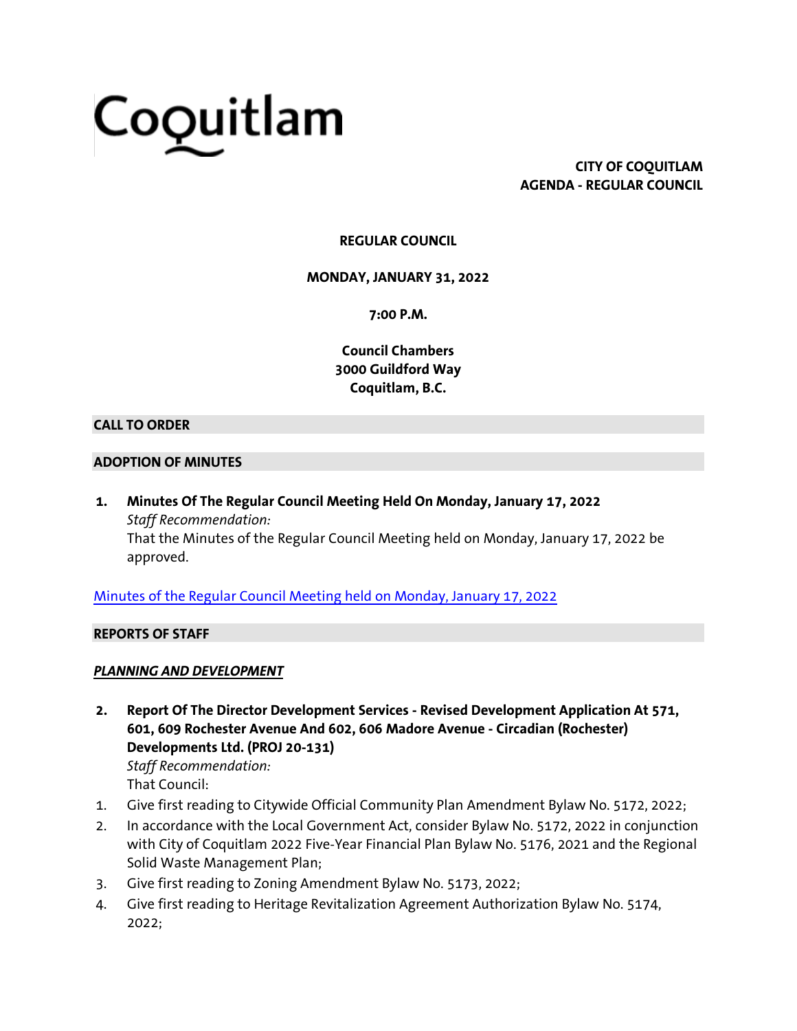# Coquitlam

**CITY OF COQUITLAM**
**AGENDA - REGULAR COUNCIL**

**REGULAR COUNCIL**

**MONDAY, JANUARY 31, 2022**

**7:00 P.M.**

**Council Chambers**
**3000 Guildford Way**
**Coquitlam, B.C.**

## CALL TO ORDER

## ADOPTION OF MINUTES

**1. Minutes Of The Regular Council Meeting Held On Monday, January 17, 2022**
*Staff Recommendation:*
That the Minutes of the Regular Council Meeting held on Monday, January 17, 2022 be approved.

[Minutes of the Regular Council Meeting held on Monday, January 17, 2022]

## REPORTS OF STAFF

### *PLANNING AND DEVELOPMENT*

**2. Report Of The Director Development Services - Revised Development Application At 571, 601, 609 Rochester Avenue And 602, 606 Madore Avenue - Circadian (Rochester) Developments Ltd. (PROJ 20-131)**
*Staff Recommendation:*
That Council:

1. Give first reading to Citywide Official Community Plan Amendment Bylaw No. 5172, 2022;
2. In accordance with the Local Government Act, consider Bylaw No. 5172, 2022 in conjunction with City of Coquitlam 2022 Five-Year Financial Plan Bylaw No. 5176, 2021 and the Regional Solid Waste Management Plan;
3. Give first reading to Zoning Amendment Bylaw No. 5173, 2022;
4. Give first reading to Heritage Revitalization Agreement Authorization Bylaw No. 5174, 2022;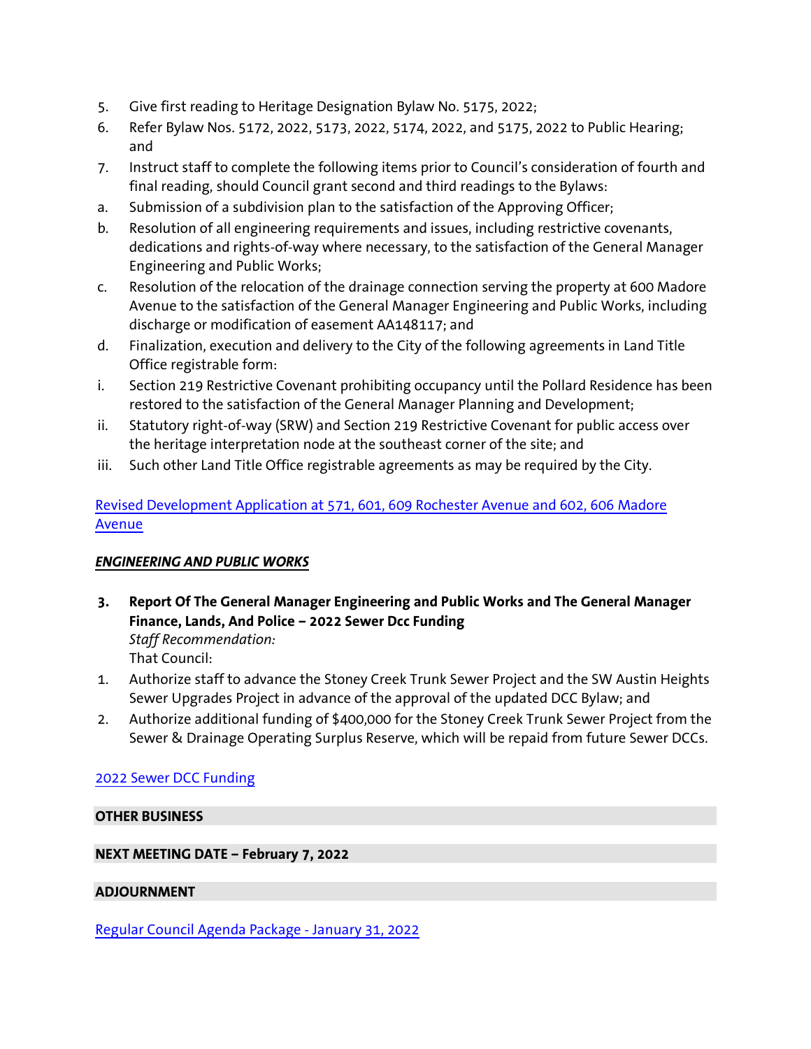5. Give first reading to Heritage Designation Bylaw No. 5175, 2022;
6. Refer Bylaw Nos. 5172, 2022, 5173, 2022, 5174, 2022, and 5175, 2022 to Public Hearing; and
7. Instruct staff to complete the following items prior to Council's consideration of fourth and final reading, should Council grant second and third readings to the Bylaws:

a. Submission of a subdivision plan to the satisfaction of the Approving Officer;

b. Resolution of all engineering requirements and issues, including restrictive covenants, dedications and rights-of-way where necessary, to the satisfaction of the General Manager Engineering and Public Works;

c. Resolution of the relocation of the drainage connection serving the property at 600 Madore Avenue to the satisfaction of the General Manager Engineering and Public Works, including discharge or modification of easement AA148117; and

d. Finalization, execution and delivery to the City of the following agreements in Land Title Office registrable form:

i. Section 219 Restrictive Covenant prohibiting occupancy until the Pollard Residence has been restored to the satisfaction of the General Manager Planning and Development;

ii. Statutory right-of-way (SRW) and Section 219 Restrictive Covenant for public access over the heritage interpretation node at the southeast corner of the site; and

iii. Such other Land Title Office registrable agreements as may be required by the City.

[Revised Development Application at 571, 601, 609 Rochester Avenue and 602, 606 Madore Avenue]

***ENGINEERING AND PUBLIC WORKS***

**3. Report Of The General Manager Engineering and Public Works and The General Manager Finance, Lands, And Police – 2022 Sewer Dcc Funding**

*Staff Recommendation:*

That Council:

1. Authorize staff to advance the Stoney Creek Trunk Sewer Project and the SW Austin Heights Sewer Upgrades Project in advance of the approval of the updated DCC Bylaw; and
2. Authorize additional funding of $400,000 for the Stoney Creek Trunk Sewer Project from the Sewer & Drainage Operating Surplus Reserve, which will be repaid from future Sewer DCCs.

[2022 Sewer DCC Funding]

**OTHER BUSINESS**

**NEXT MEETING DATE – February 7, 2022**

**ADJOURNMENT**

[Regular Council Agenda Package - January 31, 2022]